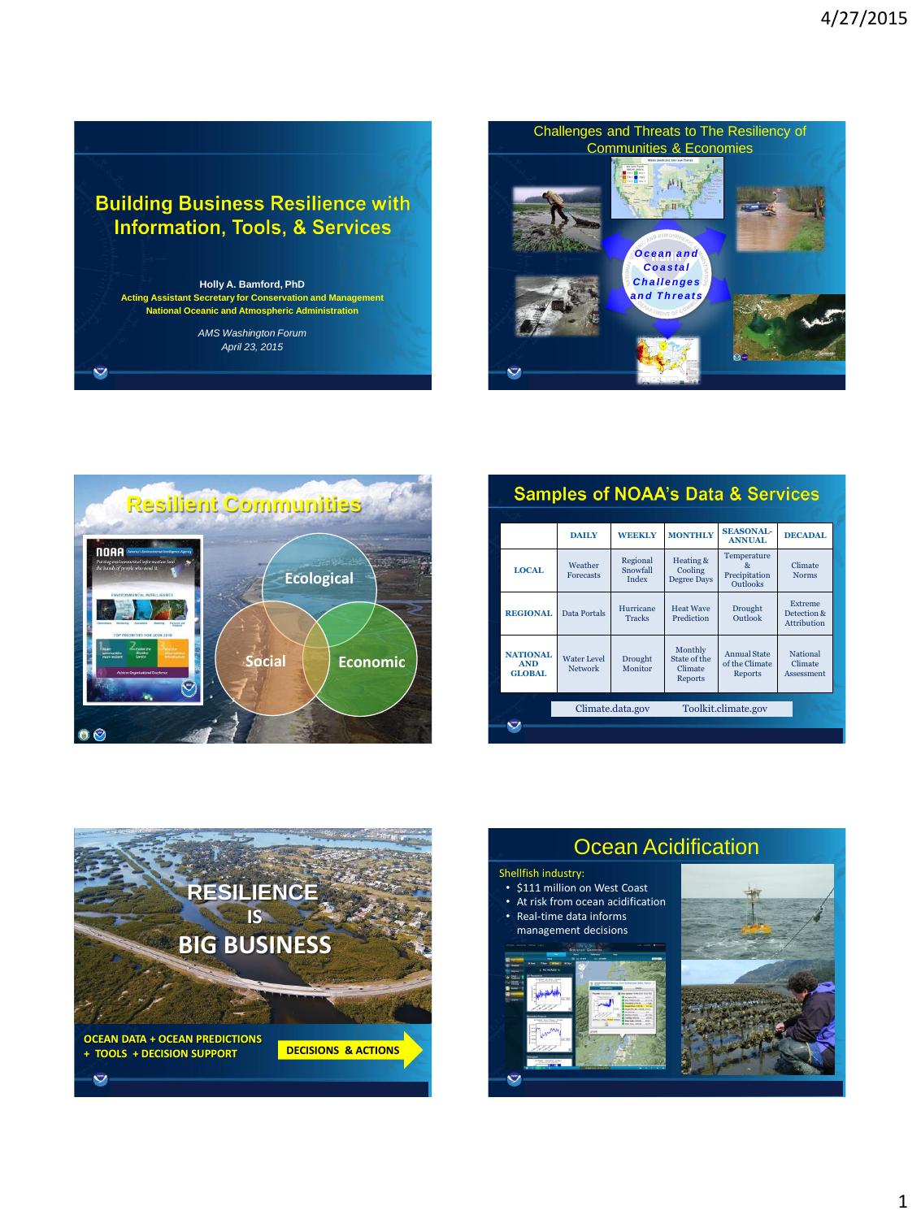## Building Business Resilience with Information, Tools, & Services

Holly A. Bamford, PhD
Acting Assistant Secretary for Conservation and Management
National Oceanic and Atmospheric Administration

*AMS Washington Forum*
*April 23, 2015*

## Challenges and Threats to The Resiliency of Communities & Economies

Ocean and Coastal Challenges and Threats

## Resilient Communities

Ecological
Social
Economic

## Samples of NOAA's Data & Services

| | DAILY | WEEKLY | MONTHLY | SEASONAL-ANNUAL | DECADAL |
|---|---|---|---|---|---|
| LOCAL | Weather Forecasts | Regional Snowfall Index | Heating & Cooling Degree Days | Temperature & Precipitation Outlooks | Climate Norms |
| REGIONAL | Data Portals | Hurricane Tracks | Heat Wave Prediction | Drought Outlook | Extreme Detection & Attribution |
| NATIONAL AND GLOBAL | Water Level Network | Drought Monitor | Monthly State of the Climate Reports | Annual State of the Climate Reports | National Climate Assessment |

Climate.data.gov Toolkit.climate.gov

## RESILIENCE IS BIG BUSINESS

OCEAN DATA + OCEAN PREDICTIONS + TOOLS + DECISION SUPPORT → DECISIONS & ACTIONS

## Ocean Acidification

Shellfish industry:
- $111 million on West Coast
- At risk from ocean acidification
- Real-time data informs management decisions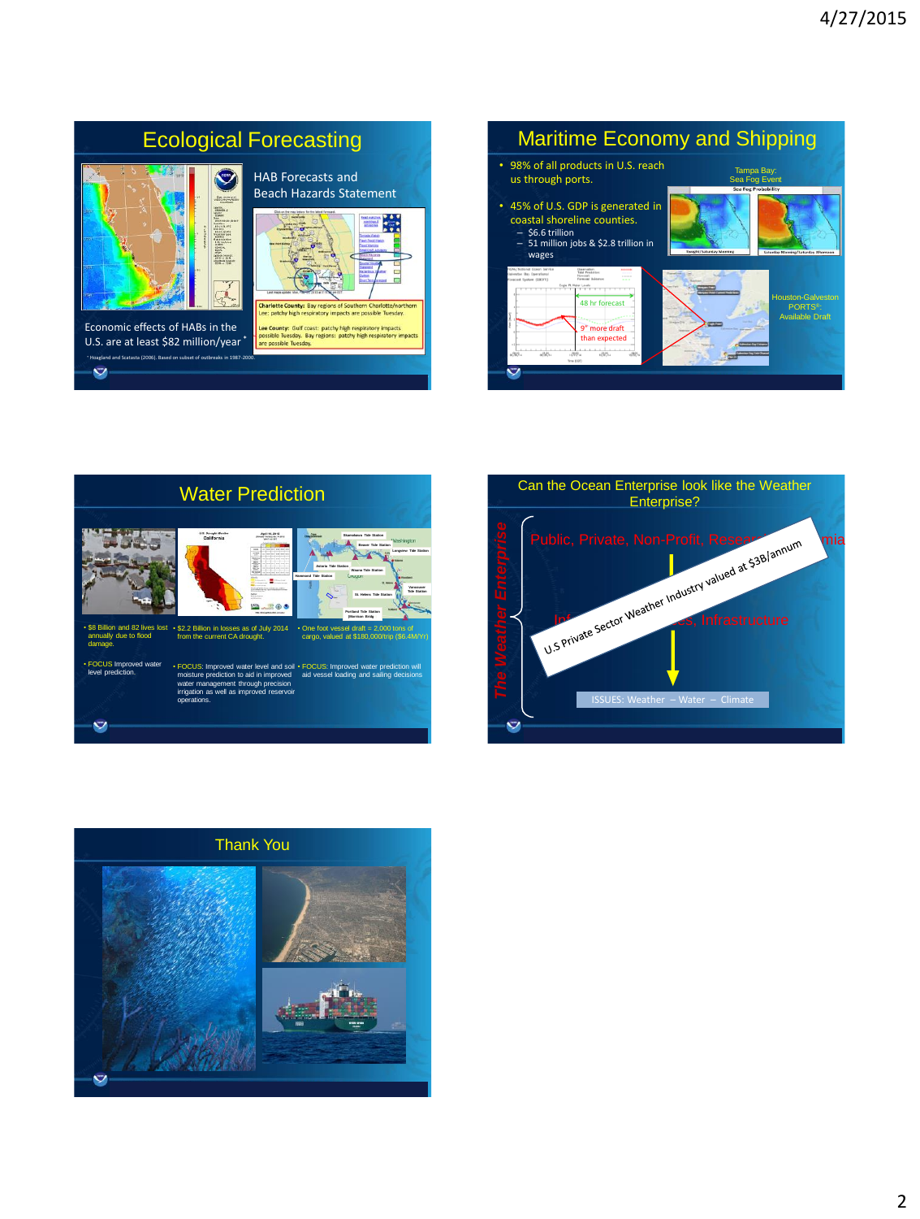## Ecological Forecasting

HAB Forecasts and Beach Hazards Statement

Charlotte County: Bay regions of Southern Charlotte/northern Lee: patchy high respiratory impacts are possible Tuesday.

Lee County: Gulf coast: patchy high respiratory impacts possible Tuesday. Bay regions: patchy high respiratory impacts are possible Tuesday.

Economic effects of HABs in the U.S. are at least $82 million/year *

* Hoagland and Scatasta (2006). Based on subset of outbreaks in 1987-2000.

## Maritime Economy and Shipping

- 98% of all products in U.S. reach us through ports.
- 45% of U.S. GDP is generated in coastal shoreline counties.
  - $6.6 trillion
  - 51 million jobs & $2.8 trillion in wages

Tampa Bay: Sea Fog Event

Sea Fog Probability

48 hr forecast

9" more draft than expected

Houston-Galveston PORTS®: Available Draft

## Water Prediction

- $8 Billion and 82 lives lost annually due to flood damage.
- FOCUS Improved water level prediction.

- $2.2 Billion in losses as of July 2014 from the current CA drought.
- FOCUS: Improved water level and soil moisture prediction to aid in improved water management through precision irrigation as well as improved reservoir operations.

- One foot vessel draft = 2,000 tons of cargo, valued at $180,000/trip ($6.4M/Yr)
- FOCUS: Improved water prediction will aid vessel loading and sailing decisions

## Can the Ocean Enterprise look like the Weather Enterprise?

*The Weather Enterprise*

Public, Private, Non-Profit, Research, Academia

U.S Private Sector Weather Industry valued at $3B/annum

Information Services, Infrastructure

ISSUES: Weather – Water – Climate

## Thank You